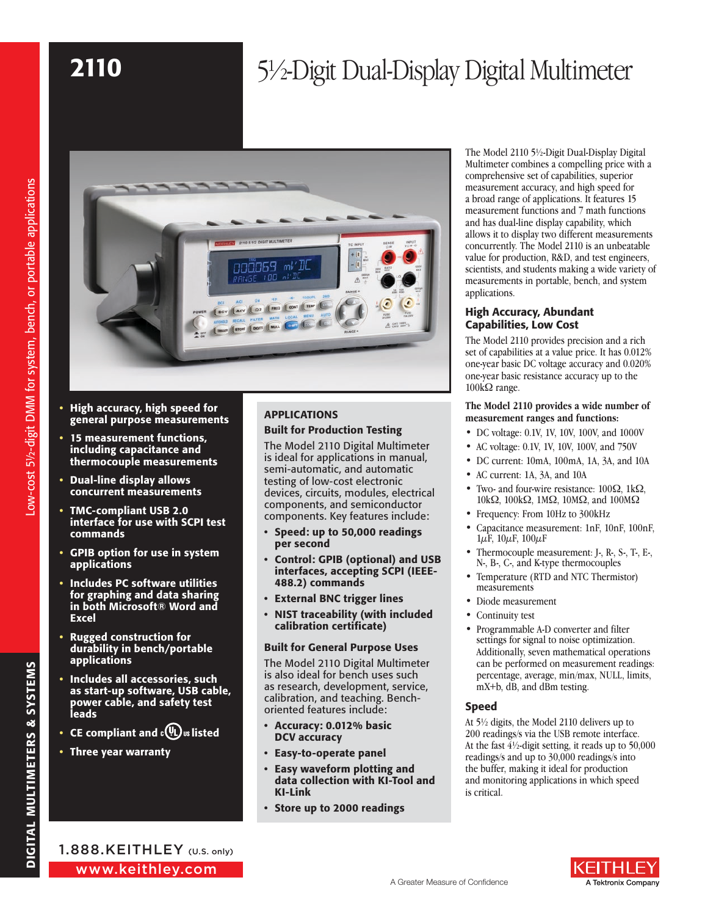# 2110

# 5½-Digit Dual-Display Digital Multimeter

Low-cost 5½-digit DMM for system, bench, or portable applications

- **High accuracy, high speed for general purpose measurements**
- **15 measurement functions, including capacitance and thermocouple measurements**
- **Dual-line display allows concurrent measurements**
- **TMC-compliant USB 2.0 interface for use with SCPI test commands**
- **GPIB option for use in system applications**
- **Includes PC software utilities for graphing and data sharing in both Microsoft® Word and Excel**
- **Rugged construction for durability in bench/portable applications**
- **Includes all accessories, such as start-up software, USB cable, power cable, and safety test leads**
- **CE compliant and cULus listed**
- **Three year warranty**

## APPLICATIONS

### Built for Production Testing

The Model 2110 Digital Multimeter is ideal for applications in manual, semi-automatic, and automatic testing of low-cost electronic devices, circuits, modules, electrical components, and semiconductor components. Key features include:

- **Speed: up to 50,000 readings per second**
- **Control: GPIB (optional) and USB interfaces, accepting SCPI (IEEE-488.2) commands**
- **External BNC trigger lines**
- **NIST traceability (with included calibration certificate)**

### Built for General Purpose Uses

The Model 2110 Digital Multimeter is also ideal for bench uses such as research, development, service, calibration, and teaching. Bench-oriented features include:

- **Accuracy: 0.012% basic DCV accuracy**
- **Easy-to-operate panel**
- **Easy waveform plotting and data collection with KI-Tool and KI-Link**
- **Store up to 2000 readings**

The Model 2110 5½-Digit Dual-Display Digital Multimeter combines a compelling price with a comprehensive set of capabilities, superior measurement accuracy, and high speed for a broad range of applications. It features 15 measurement functions and 7 math functions and has dual-line display capability, which allows it to display two different measurements concurrently. The Model 2110 is an unbeatable value for production, R&D, and test engineers, scientists, and students making a wide variety of measurements in portable, bench, and system applications.

### High Accuracy, Abundant Capabilities, Low Cost

The Model 2110 provides precision and a rich set of capabilities at a value price. It has 0.012% one-year basic DC voltage accuracy and 0.020% one-year basic resistance accuracy up to the 100kΩ range.

**The Model 2110 provides a wide number of measurement ranges and functions:**

- DC voltage: 0.1V, 1V, 10V, 100V, and 1000V
- AC voltage: 0.1V, 1V, 10V, 100V, and 750V
- DC current: 10mA, 100mA, 1A, 3A, and 10A
- AC current: 1A, 3A, and 10A
- Two- and four-wire resistance: 100Ω, 1kΩ, 10kΩ, 100kΩ, 1MΩ, 10MΩ, and 100MΩ
- Frequency: From 10Hz to 300kHz
- Capacitance measurement: 1nF, 10nF, 100nF, 1µF, 10µF, 100µF
- Thermocouple measurement: J-, R-, S-, T-, E-, N-, B-, C-, and K-type thermocouples
- Temperature (RTD and NTC Thermistor) measurements
- Diode measurement
- Continuity test
- Programmable A-D converter and filter settings for signal to noise optimization. Additionally, seven mathematical operations can be performed on measurement readings: percentage, average, min/max, NULL, limits, mX+b, dB, and dBm testing.

### Speed

At 5½ digits, the Model 2110 delivers up to 200 readings/s via the USB remote interface. At the fast 4½-digit setting, it reads up to 50,000 readings/s and up to 30,000 readings/s into the buffer, making it ideal for production and monitoring applications in which speed is critical.

1.888.KEITHLEY (U.S. only)

www.keithley.com

A Greater Measure of Confidence

KEITHLEY — A Tektronix Company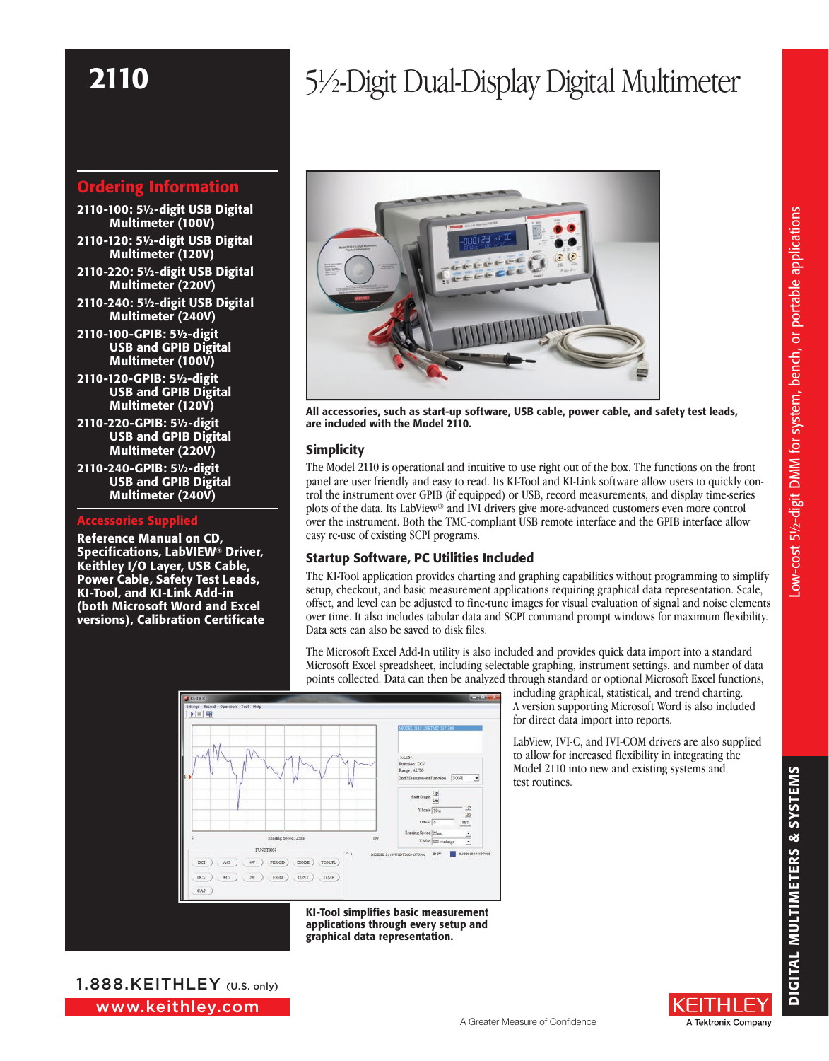# 2110

# 5½-Digit Dual-Display Digital Multimeter

## Ordering Information

**2110-100: 5½-digit USB Digital Multimeter (100V)**

**2110-120: 5½-digit USB Digital Multimeter (120V)**

**2110-220: 5½-digit USB Digital Multimeter (220V)**

**2110-240: 5½-digit USB Digital Multimeter (240V)**

**2110-100-GPIB: 5½-digit USB and GPIB Digital Multimeter (100V)**

**2110-120-GPIB: 5½-digit USB and GPIB Digital Multimeter (120V)**

**2110-220-GPIB: 5½-digit USB and GPIB Digital Multimeter (220V)**

**2110-240-GPIB: 5½-digit USB and GPIB Digital Multimeter (240V)**

## Accessories Supplied

**Reference Manual on CD, Specifications, LabVIEW® Driver, Keithley I/O Layer, USB Cable, Power Cable, Safety Test Leads, KI-Tool, and KI-Link Add-in (both Microsoft Word and Excel versions), Calibration Certificate**

**All accessories, such as start-up software, USB cable, power cable, and safety test leads, are included with the Model 2110.**

### Simplicity

The Model 2110 is operational and intuitive to use right out of the box. The functions on the front panel are user friendly and easy to read. Its KI-Tool and KI-Link software allow users to quickly control the instrument over GPIB (if equipped) or USB, record measurements, and display time-series plots of the data. Its LabView® and IVI drivers give more-advanced customers even more control over the instrument. Both the TMC-compliant USB remote interface and the GPIB interface allow easy re-use of existing SCPI programs.

### Startup Software, PC Utilities Included

The KI-Tool application provides charting and graphing capabilities without programming to simplify setup, checkout, and basic measurement applications requiring graphical data representation. Scale, offset, and level can be adjusted to fine-tune images for visual evaluation of signal and noise elements over time. It also includes tabular data and SCPI command prompt windows for maximum flexibility. Data sets can also be saved to disk files.

The Microsoft Excel Add-In utility is also included and provides quick data import into a standard Microsoft Excel spreadsheet, including selectable graphing, instrument settings, and number of data points collected. Data can then be analyzed through standard or optional Microsoft Excel functions, including graphical, statistical, and trend charting. A version supporting Microsoft Word is also included for direct data import into reports.

LabView, IVI-C, and IVI-COM drivers are also supplied to allow for increased flexibility in integrating the Model 2110 into new and existing systems and test routines.

**KI-Tool simplifies basic measurement applications through every setup and graphical data representation.**

Low-cost 5½-digit DMM for system, bench, or portable applications

DIGITAL MULTIMETERS & SYSTEMS

1.888.KEITHLEY (U.S. only)

www.keithley.com

A Greater Measure of Confidence

KEITHLEY A Tektronix Company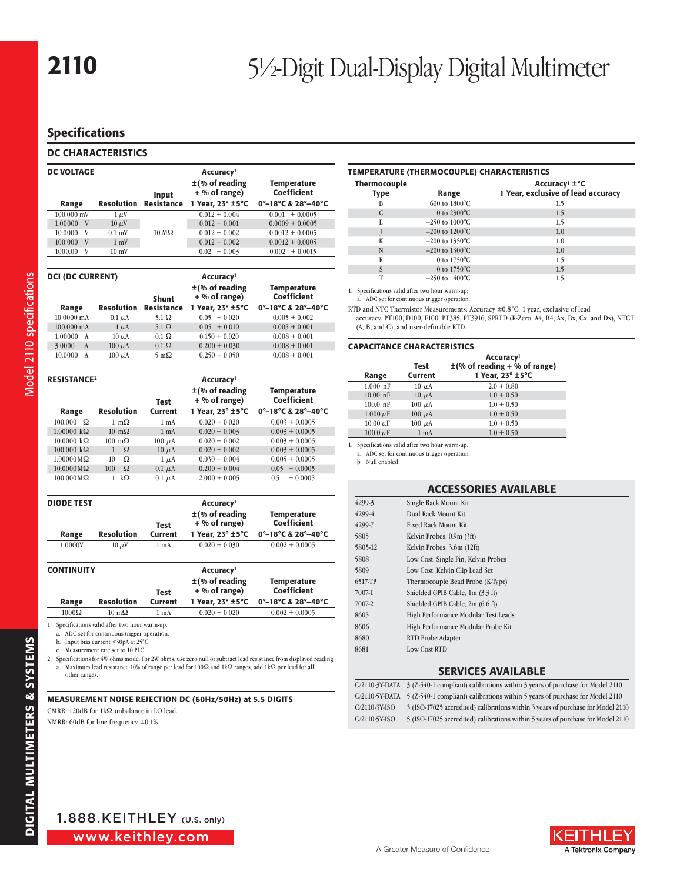# 2110 5½-Digit Dual-Display Digital Multimeter

## Specifications

### DC CHARACTERISTICS

**DC VOLTAGE**

| Range | Resolution | Input Resistance | Accuracy[1] ±(% of reading + % of range) 1 Year, 23° ±5°C | Temperature Coefficient 0°–18°C & 28°–40°C |
|---|---|---|---|---|
| 100.000 mV | 1 µV | 10 MΩ | 0.012 + 0.004 | 0.001 + 0.0005 |
| 1.00000 V | 10 µV | 10 MΩ | 0.012 + 0.001 | 0.0009 + 0.0005 |
| 10.0000 V | 0.1 mV | 10 MΩ | 0.012 + 0.002 | 0.0012 + 0.0005 |
| 100.000 V | 1 mV | 10 MΩ | 0.012 + 0.002 | 0.0012 + 0.0005 |
| 1000.00 V | 10 mV | 10 MΩ | 0.02 + 0.003 | 0.002 + 0.0015 |

**DCI (DC CURRENT)**

| Range | Resolution | Shunt Resistance | Accuracy[1] ±(% of reading + % of range) 1 Year, 23° ±5°C | Temperature Coefficient 0°–18°C & 28°–40°C |
|---|---|---|---|---|
| 10.0000 mA | 0.1 µA | 5.1 Ω | 0.05 + 0.020 | 0.005 + 0.002 |
| 100.000 mA | 1 µA | 5.1 Ω | 0.05 + 0.010 | 0.005 + 0.001 |
| 1.00000 A | 10 µA | 0.1 Ω | 0.150 + 0.020 | 0.008 + 0.001 |
| 3.0000 A | 100 µA | 0.1 Ω | 0.200 + 0.030 | 0.008 + 0.001 |
| 10.0000 A | 100 µA | 5 mΩ | 0.250 + 0.050 | 0.008 + 0.001 |

**RESISTANCE[2]**

| Range | Resolution | Test Current | Accuracy[1] ±(% of reading + % of range) 1 Year, 23° ±5°C | Temperature Coefficient 0°–18°C & 28°–40°C |
|---|---|---|---|---|
| 100.000 Ω | 1 mΩ | 1 mA | 0.020 + 0.020 | 0.003 + 0.0005 |
| 1.00000 kΩ | 10 mΩ | 1 mA | 0.020 + 0.003 | 0.003 + 0.0005 |
| 10.0000 kΩ | 100 mΩ | 100 µA | 0.020 + 0.002 | 0.003 + 0.0005 |
| 100.000 kΩ | 1 Ω | 10 µA | 0.020 + 0.002 | 0.003 + 0.0005 |
| 1.00000 MΩ | 10 Ω | 1 µA | 0.030 + 0.004 | 0.005 + 0.0005 |
| 10.0000 MΩ | 100 Ω | 0.1 µA | 0.200 + 0.004 | 0.05 + 0.0005 |
| 100.000 MΩ | 1 kΩ | 0.1 µA | 2.000 + 0.005 | 0.5 + 0.0005 |

**DIODE TEST**

| Range | Resolution | Test Current | Accuracy[1] ±(% of reading + % of range) 1 Year, 23° ±5°C | Temperature Coefficient 0°–18°C & 28°–40°C |
|---|---|---|---|---|
| 1.0000V | 10 µV | 1 mA | 0.020 + 0.030 | 0.002 + 0.0005 |

**CONTINUITY**

| Range | Resolution | Test Current | Accuracy[1] ±(% of reading + % of range) 1 Year, 23° ±5°C | Temperature Coefficient 0°–18°C & 28°–40°C |
|---|---|---|---|---|
| 1000Ω | 10 mΩ | 1 mA | 0.020 + 0.020 | 0.002 + 0.0005 |

1. Specifications valid after two hour warm-up.
   a. ADC set for continuous trigger operation.
   b. Input bias current <30pA at 25°C.
   c. Measurement rate set to 10 PLC.
2. Specifications for 4W ohms mode. For 2W ohms, use zero null or subtract lead resistance from displayed reading.
   a. Maximum lead resistance 10% of range per lead for 100Ω and 1kΩ ranges; add 1kΩ per lead for all other ranges.

**MEASUREMENT NOISE REJECTION DC (60Hz/50Hz) at 5.5 DIGITS**

CMRR: 120dB for 1kΩ unbalance in LO lead.

NMRR: 60dB for line frequency ±0.1%.

### TEMPERATURE (THERMOCOUPLE) CHARACTERISTICS

| Thermocouple Type | Range | Accuracy[1] ±°C 1 Year, exclusive of lead accuracy |
|---|---|---|
| B | 600 to 1800°C | 1.5 |
| C | 0 to 2300°C | 1.5 |
| E | –250 to 1000°C | 1.5 |
| J | –200 to 1200°C | 1.0 |
| K | –200 to 1350°C | 1.0 |
| N | –200 to 1300°C | 1.0 |
| R | 0 to 1750°C | 1.5 |
| S | 0 to 1750°C | 1.5 |
| T | –250 to 400°C | 1.5 |

1. Specifications valid after two hour warm-up;
   a. ADC set for continuous trigger operation.

RTD and NTC Thermistor Measurements: Accuracy ±0.8°C, 1 year, exclusive of lead accuracy. PT100, D100, F100, PT385, PT3916, SPRTD (R-Zero, A4, B4, Ax, Bx, Cx, and Dx), NTCT (A, B, and C), and user-definable RTD.

### CAPACITANCE CHARACTERISTICS

| Range | Test Current | Accuracy[1] ±(% of reading + % of range) 1 Year, 23° ±5°C |
|---|---|---|
| 1.000 nF | 10 µA | 2.0 + 0.80 |
| 10.00 nF | 10 µA | 1.0 + 0.50 |
| 100.0 nF | 100 µA | 1.0 + 0.50 |
| 1.000 µF | 100 µA | 1.0 + 0.50 |
| 10.00 µF | 100 µA | 1.0 + 0.50 |
| 100.0 µF | 1 mA | 1.0 + 0.50 |

1. Specifications valid after two hour warm-up.
   a. ADC set for continuous trigger operation.
   b. Null enabled.

### ACCESSORIES AVAILABLE

| | |
|---|---|
| 4299-3 | Single Rack Mount Kit |
| 4299-4 | Dual Rack Mount Kit |
| 4299-7 | Fixed Rack Mount Kit |
| 5805 | Kelvin Probes, 0.9m (3ft) |
| 5805-12 | Kelvin Probes, 3.6m (12ft) |
| 5808 | Low Cost, Single Pin, Kelvin Probes |
| 5809 | Low Cost, Kelvin Clip Lead Set |
| 6517-TP | Thermocouple Bead Probe (K-Type) |
| 7007-1 | Shielded GPIB Cable, 1m (3.3 ft) |
| 7007-2 | Shielded GPIB Cable, 2m (6.6 ft) |
| 8605 | High Performance Modular Test Leads |
| 8606 | High Performance Modular Probe Kit |
| 8680 | RTD Probe Adapter |
| 8681 | Low Cost RTD |

### SERVICES AVAILABLE

| | |
|---|---|
| C/2110-3Y-DATA | 3 (Z-540-1 compliant) calibrations within 3 years of purchase for Model 2110 |
| C/2110-5Y-DATA | 5 (Z-540-1 compliant) calibrations within 5 years of purchase for Model 2110 |
| C/2110-3Y-ISO | 3 (ISO-17025 accredited) calibrations within 3 years of purchase for Model 2110 |
| C/2110-5Y-ISO | 5 (ISO-17025 accredited) calibrations within 5 years of purchase for Model 2110 |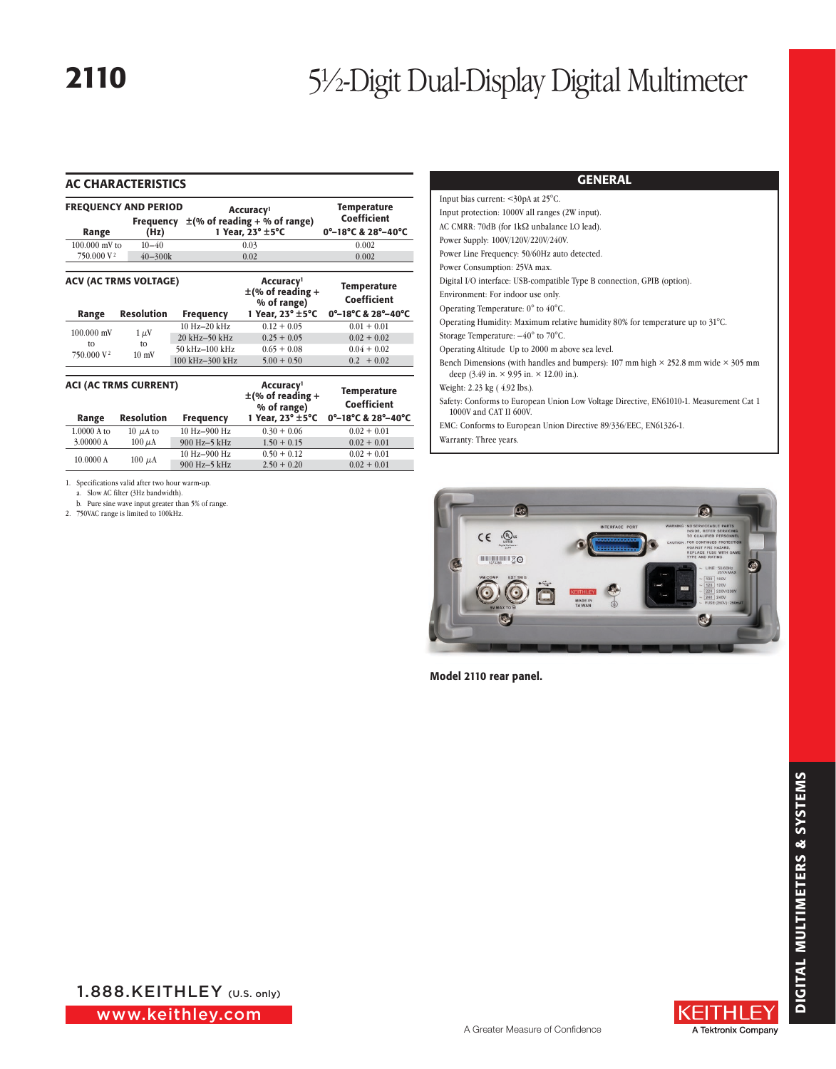# 2110 5½-Digit Dual-Display Digital Multimeter

## AC CHARACTERISTICS

### FREQUENCY AND PERIOD

| Range | Frequency (Hz) | Accuracy[1] ±(% of reading + % of range) 1 Year, 23° ±5°C | Temperature Coefficient 0°–18°C & 28°–40°C |
|---|---|---|---|
| 100.000 mV to | 10–40 | 0.03 | 0.002 |
| 750.000 V [2] | 40–300k | 0.02 | 0.002 |

### ACV (AC TRMS VOLTAGE)

| Range | Resolution | Frequency | Accuracy[1] ±(% of reading + % of range) 1 Year, 23° ±5°C | Temperature Coefficient 0°–18°C & 28°–40°C |
|---|---|---|---|---|
| 100.000 mV to 750.000 V [2] | 1 µV to 10 mV | 10 Hz–20 kHz | 0.12 + 0.05 | 0.01 + 0.01 |
| | | 20 kHz–50 kHz | 0.25 + 0.05 | 0.02 + 0.02 |
| | | 50 kHz–100 kHz | 0.65 + 0.08 | 0.04 + 0.02 |
| | | 100 kHz–300 kHz | 5.00 + 0.50 | 0.2 + 0.02 |

### ACI (AC TRMS CURRENT)

| Range | Resolution | Frequency | Accuracy[1] ±(% of reading + % of range) 1 Year, 23° ±5°C | Temperature Coefficient 0°–18°C & 28°–40°C |
|---|---|---|---|---|
| 1.0000 A to 3.00000 A | 10 µA to 100 µA | 10 Hz–900 Hz | 0.30 + 0.06 | 0.02 + 0.01 |
| | | 900 Hz–5 kHz | 1.50 + 0.15 | 0.02 + 0.01 |
| 10.0000 A | 100 µA | 10 Hz–900 Hz | 0.50 + 0.12 | 0.02 + 0.01 |
| | | 900 Hz–5 kHz | 2.50 + 0.20 | 0.02 + 0.01 |

1. Specifications valid after two hour warm-up.
   a. Slow AC filter (3Hz bandwidth).
   b. Pure sine wave input greater than 5% of range.
2. 750VAC range is limited to 100kHz.

## GENERAL

Input bias current: <30pA at 25°C.

Input protection: 1000V all ranges (2W input).

AC CMRR: 70dB (for 1kΩ unbalance LO lead).

Power Supply: 100V/120V/220V/240V.

Power Line Frequency: 50/60Hz auto detected.

Power Consumption: 25VA max.

Digital I/O interface: USB-compatible Type B connection, GPIB (option).

Environment: For indoor use only.

Operating Temperature: 0° to 40°C.

Operating Humidity: Maximum relative humidity 80% for temperature up to 31°C.

Storage Temperature: –40° to 70°C.

Operating Altitude Up to 2000 m above sea level.

Bench Dimensions (with handles and bumpers): 107 mm high × 252.8 mm wide × 305 mm deep (3.49 in. × 9.95 in. × 12.00 in.).

Weight: 2.23 kg ( 4.92 lbs.).

Safety: Conforms to European Union Low Voltage Directive, EN61010-1. Measurement Cat 1 1000V and CAT II 600V.

EMC: Conforms to European Union Directive 89/336/EEC, EN61326-1.

Warranty: Three years.

Model 2110 rear panel.

1.888.KEITHLEY (U.S. only)

www.keithley.com

A Greater Measure of Confidence

KEITHLEY A Tektronix Company

DIGITAL MULTIMETERS & SYSTEMS